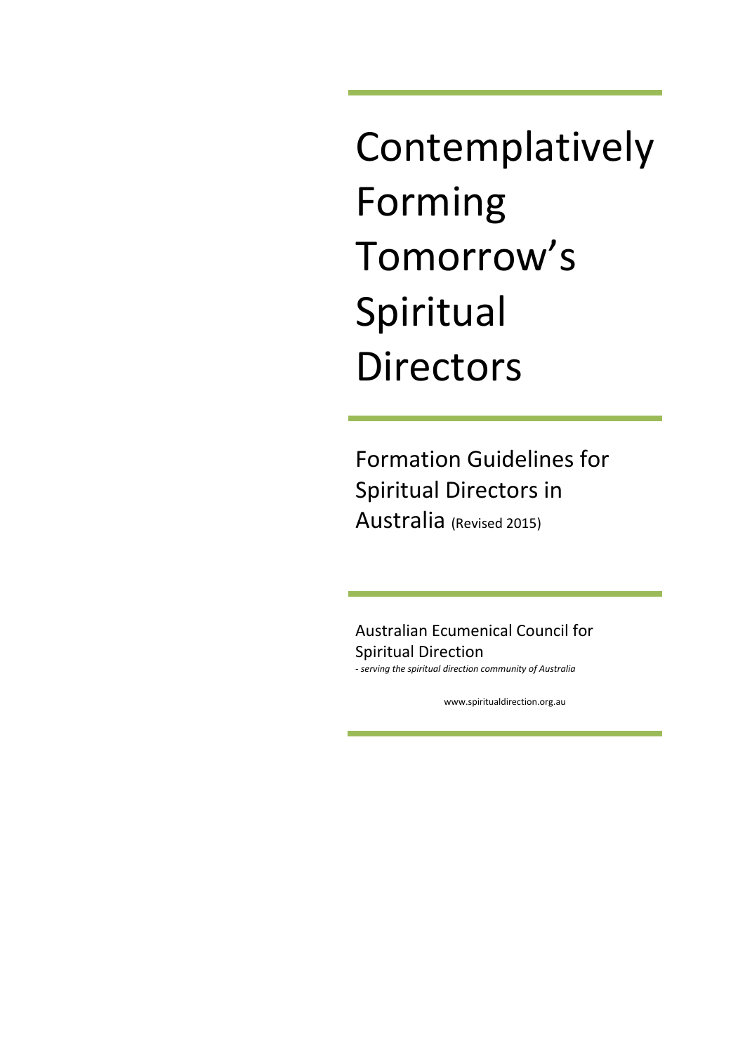# Contemplatively Forming Tomorrow's Spiritual Directors

## Formation Guidelines for Spiritual Directors in Australia (Revised 2015)

Australian Ecumenical Council for Spiritual Direction

*- serving the spiritual direction community of Australia*

www.spiritualdirection.org.au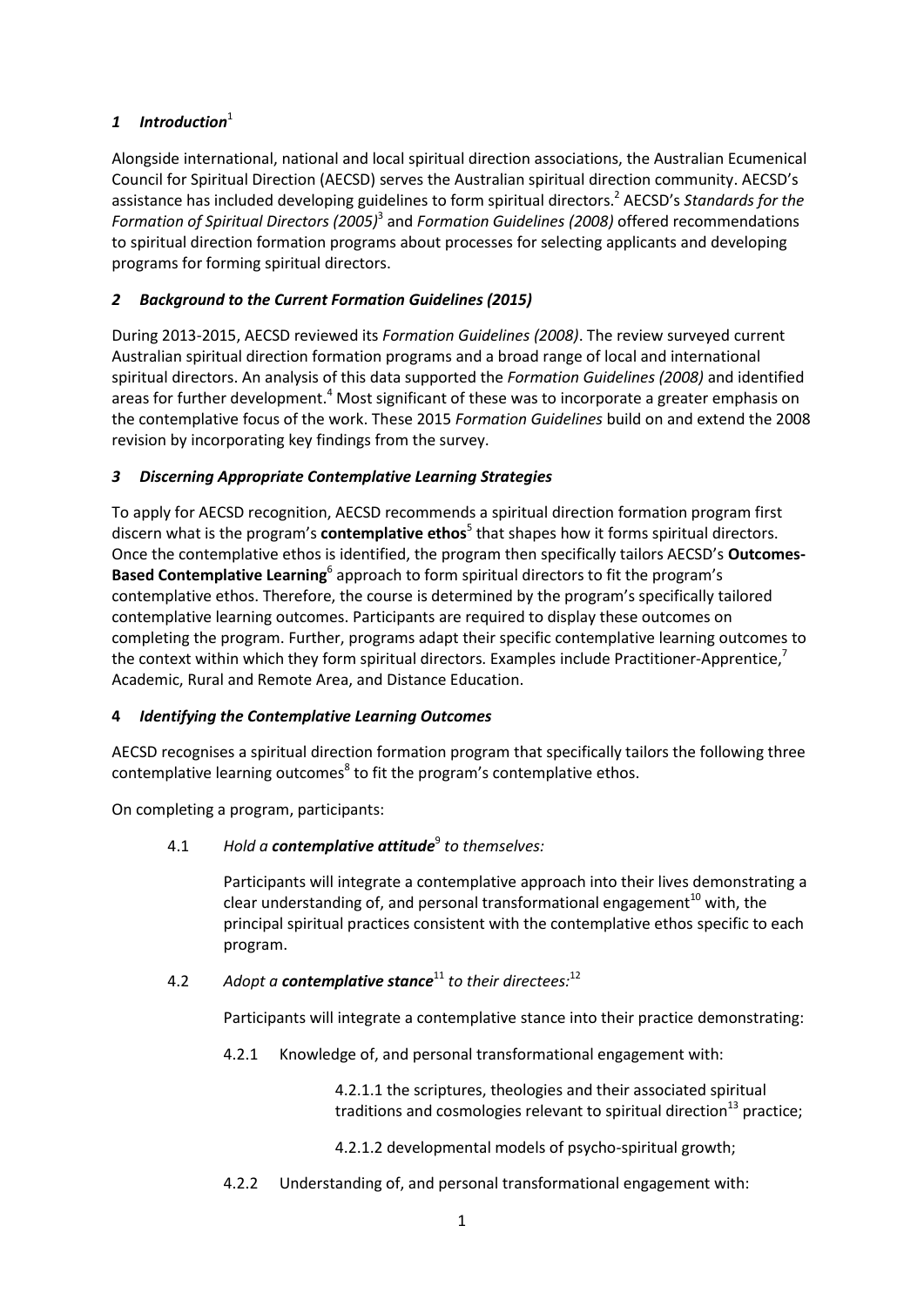## *1 Introduction*[1]

Alongside international, national and local spiritual direction associations, the Australian Ecumenical Council for Spiritual Direction (AECSD) serves the Australian spiritual direction community. AECSD's assistance has included developing guidelines to form spiritual directors.[2] AECSD's *Standards for the Formation of Spiritual Directors (2005)*[3] and *Formation Guidelines (2008)* offered recommendations to spiritual direction formation programs about processes for selecting applicants and developing programs for forming spiritual directors.

## *2 Background to the Current Formation Guidelines (2015)*

During 2013-2015, AECSD reviewed its *Formation Guidelines (2008)*. The review surveyed current Australian spiritual direction formation programs and a broad range of local and international spiritual directors. An analysis of this data supported the *Formation Guidelines (2008)* and identified areas for further development.[4] Most significant of these was to incorporate a greater emphasis on the contemplative focus of the work. These 2015 *Formation Guidelines* build on and extend the 2008 revision by incorporating key findings from the survey.

## *3 Discerning Appropriate Contemplative Learning Strategies*

To apply for AECSD recognition, AECSD recommends a spiritual direction formation program first discern what is the program's **contemplative ethos**[5] that shapes how it forms spiritual directors. Once the contemplative ethos is identified, the program then specifically tailors AECSD's **Outcomes-Based Contemplative Learning**[6] approach to form spiritual directors to fit the program's contemplative ethos. Therefore, the course is determined by the program's specifically tailored contemplative learning outcomes. Participants are required to display these outcomes on completing the program. Further, programs adapt their specific contemplative learning outcomes to the context within which they form spiritual directors. Examples include Practitioner-Apprentice,[7] Academic, Rural and Remote Area, and Distance Education.

## **4** *Identifying the Contemplative Learning Outcomes*

AECSD recognises a spiritual direction formation program that specifically tailors the following three contemplative learning outcomes[8] to fit the program's contemplative ethos.

On completing a program, participants:

4.1 *Hold a **contemplative attitude**[9] to themselves:*

Participants will integrate a contemplative approach into their lives demonstrating a clear understanding of, and personal transformational engagement[10] with, the principal spiritual practices consistent with the contemplative ethos specific to each program.

4.2 *Adopt a **contemplative stance**[11] to their directees:*[12]

Participants will integrate a contemplative stance into their practice demonstrating:

4.2.1 Knowledge of, and personal transformational engagement with:

4.2.1.1 the scriptures, theologies and their associated spiritual traditions and cosmologies relevant to spiritual direction[13] practice;

4.2.1.2 developmental models of psycho-spiritual growth;

4.2.2 Understanding of, and personal transformational engagement with: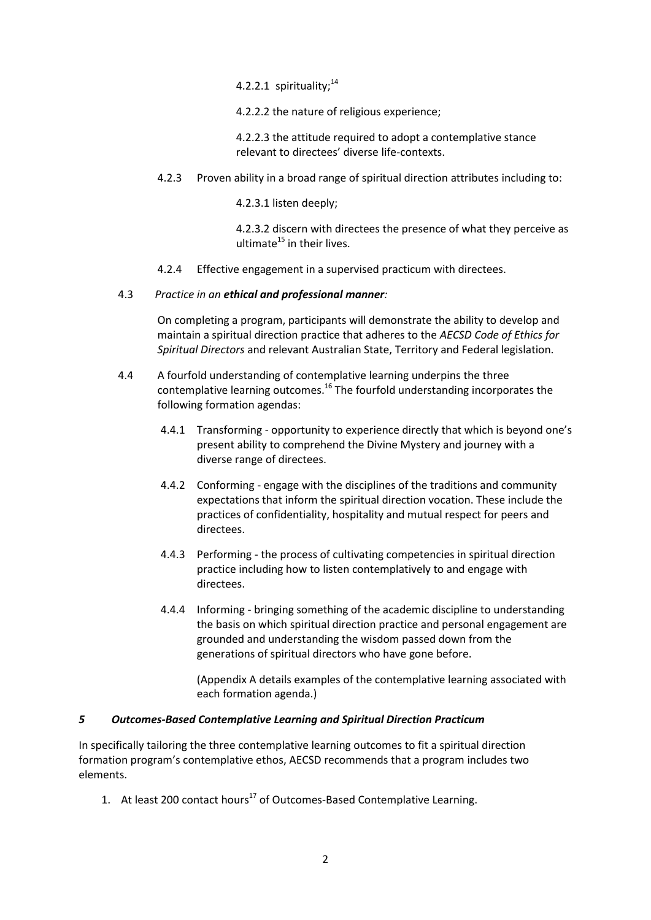4.2.2.1 spirituality;[14]

4.2.2.2 the nature of religious experience;

4.2.2.3 the attitude required to adopt a contemplative stance relevant to directees' diverse life-contexts.

4.2.3 Proven ability in a broad range of spiritual direction attributes including to:

4.2.3.1 listen deeply;

4.2.3.2 discern with directees the presence of what they perceive as ultimate[15] in their lives.

4.2.4 Effective engagement in a supervised practicum with directees.

4.3 *Practice in an **ethical and professional manner**:*

On completing a program, participants will demonstrate the ability to develop and maintain a spiritual direction practice that adheres to the *AECSD Code of Ethics for Spiritual Directors* and relevant Australian State, Territory and Federal legislation.

4.4 A fourfold understanding of contemplative learning underpins the three contemplative learning outcomes.[16] The fourfold understanding incorporates the following formation agendas:

4.4.1 Transforming - opportunity to experience directly that which is beyond one's present ability to comprehend the Divine Mystery and journey with a diverse range of directees.

4.4.2 Conforming - engage with the disciplines of the traditions and community expectations that inform the spiritual direction vocation. These include the practices of confidentiality, hospitality and mutual respect for peers and directees.

4.4.3 Performing - the process of cultivating competencies in spiritual direction practice including how to listen contemplatively to and engage with directees.

4.4.4 Informing - bringing something of the academic discipline to understanding the basis on which spiritual direction practice and personal engagement are grounded and understanding the wisdom passed down from the generations of spiritual directors who have gone before.

(Appendix A details examples of the contemplative learning associated with each formation agenda.)

### *5 Outcomes-Based Contemplative Learning and Spiritual Direction Practicum*

In specifically tailoring the three contemplative learning outcomes to fit a spiritual direction formation program's contemplative ethos, AECSD recommends that a program includes two elements.

1. At least 200 contact hours[17] of Outcomes-Based Contemplative Learning.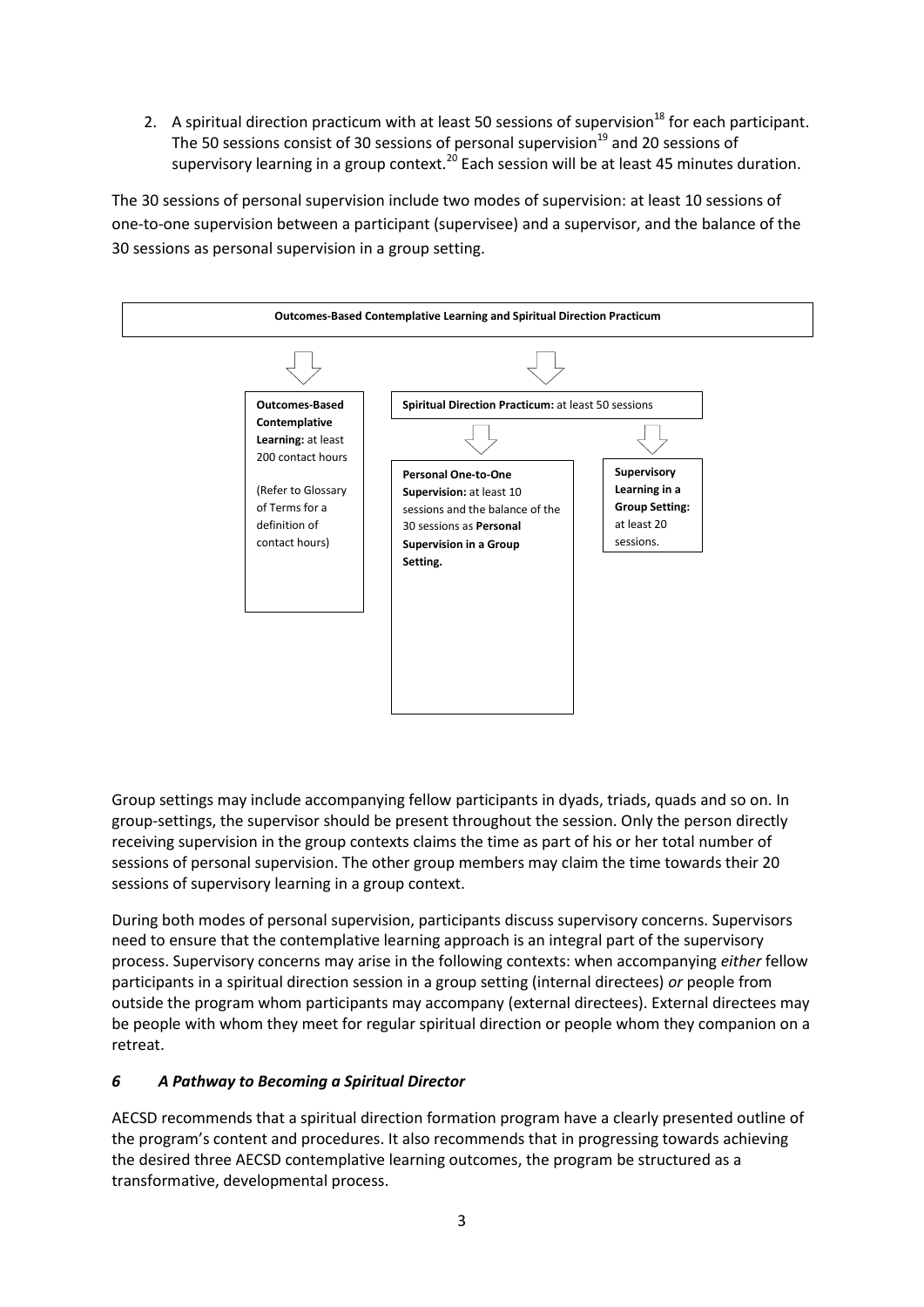2. A spiritual direction practicum with at least 50 sessions of supervision[18] for each participant. The 50 sessions consist of 30 sessions of personal supervision[19] and 20 sessions of supervisory learning in a group context.[20] Each session will be at least 45 minutes duration.

The 30 sessions of personal supervision include two modes of supervision: at least 10 sessions of one-to-one supervision between a participant (supervisee) and a supervisor, and the balance of the 30 sessions as personal supervision in a group setting.

**Outcomes-Based Contemplative Learning and Spiritual Direction Practicum**

- **Outcomes-Based Contemplative Learning:** at least 200 contact hours (Refer to Glossary of Terms for a definition of contact hours)
- **Spiritual Direction Practicum:** at least 50 sessions
  - **Personal One-to-One Supervision:** at least 10 sessions and the balance of the 30 sessions as **Personal Supervision in a Group Setting.**
  - **Supervisory Learning in a Group Setting:** at least 20 sessions.

Group settings may include accompanying fellow participants in dyads, triads, quads and so on. In group-settings, the supervisor should be present throughout the session. Only the person directly receiving supervision in the group contexts claims the time as part of his or her total number of sessions of personal supervision. The other group members may claim the time towards their 20 sessions of supervisory learning in a group context.

During both modes of personal supervision, participants discuss supervisory concerns. Supervisors need to ensure that the contemplative learning approach is an integral part of the supervisory process. Supervisory concerns may arise in the following contexts: when accompanying *either* fellow participants in a spiritual direction session in a group setting (internal directees) *or* people from outside the program whom participants may accompany (external directees). External directees may be people with whom they meet for regular spiritual direction or people whom they companion on a retreat.

### *6 A Pathway to Becoming a Spiritual Director*

AECSD recommends that a spiritual direction formation program have a clearly presented outline of the program's content and procedures. It also recommends that in progressing towards achieving the desired three AECSD contemplative learning outcomes, the program be structured as a transformative, developmental process.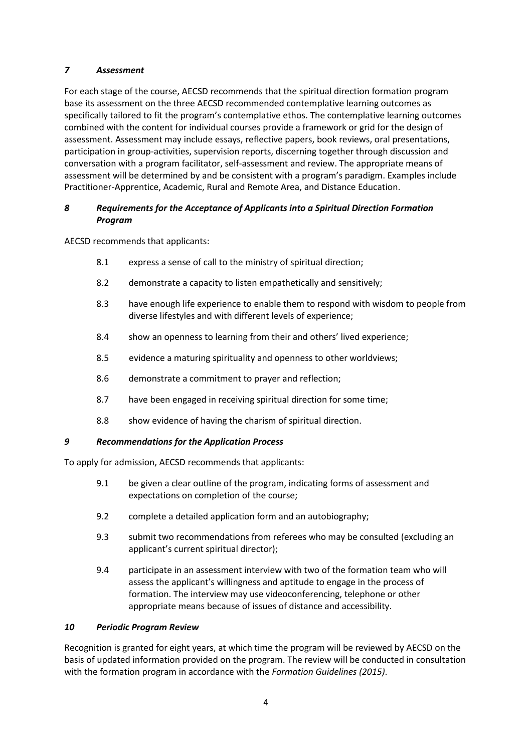### *7 Assessment*

For each stage of the course, AECSD recommends that the spiritual direction formation program base its assessment on the three AECSD recommended contemplative learning outcomes as specifically tailored to fit the program's contemplative ethos. The contemplative learning outcomes combined with the content for individual courses provide a framework or grid for the design of assessment. Assessment may include essays, reflective papers, book reviews, oral presentations, participation in group-activities, supervision reports, discerning together through discussion and conversation with a program facilitator, self-assessment and review. The appropriate means of assessment will be determined by and be consistent with a program's paradigm. Examples include Practitioner-Apprentice, Academic, Rural and Remote Area, and Distance Education.

### *8 Requirements for the Acceptance of Applicants into a Spiritual Direction Formation Program*

AECSD recommends that applicants:

8.1 express a sense of call to the ministry of spiritual direction;

8.2 demonstrate a capacity to listen empathetically and sensitively;

8.3 have enough life experience to enable them to respond with wisdom to people from diverse lifestyles and with different levels of experience;

8.4 show an openness to learning from their and others' lived experience;

8.5 evidence a maturing spirituality and openness to other worldviews;

8.6 demonstrate a commitment to prayer and reflection;

8.7 have been engaged in receiving spiritual direction for some time;

8.8 show evidence of having the charism of spiritual direction.

### *9 Recommendations for the Application Process*

To apply for admission, AECSD recommends that applicants:

9.1 be given a clear outline of the program, indicating forms of assessment and expectations on completion of the course;

9.2 complete a detailed application form and an autobiography;

9.3 submit two recommendations from referees who may be consulted (excluding an applicant's current spiritual director);

9.4 participate in an assessment interview with two of the formation team who will assess the applicant's willingness and aptitude to engage in the process of formation. The interview may use videoconferencing, telephone or other appropriate means because of issues of distance and accessibility.

### *10 Periodic Program Review*

Recognition is granted for eight years, at which time the program will be reviewed by AECSD on the basis of updated information provided on the program. The review will be conducted in consultation with the formation program in accordance with the *Formation Guidelines (2015)*.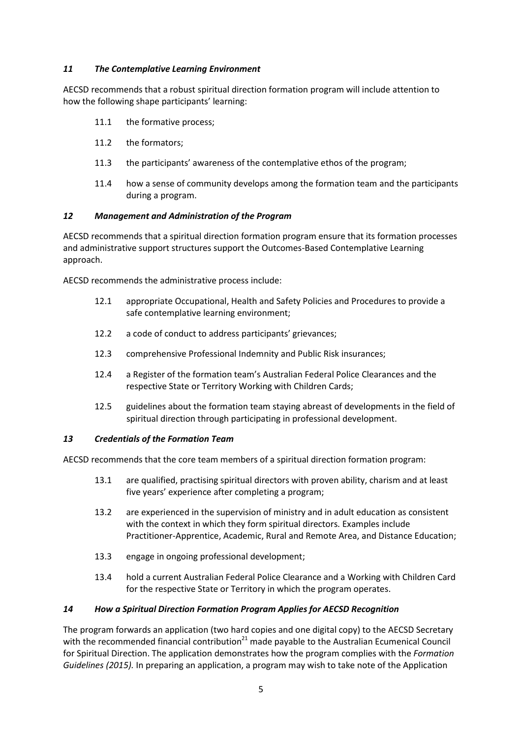### *11 The Contemplative Learning Environment*

AECSD recommends that a robust spiritual direction formation program will include attention to how the following shape participants' learning:

- 11.1 the formative process;
- 11.2 the formators;
- 11.3 the participants' awareness of the contemplative ethos of the program;
- 11.4 how a sense of community develops among the formation team and the participants during a program.

### *12 Management and Administration of the Program*

AECSD recommends that a spiritual direction formation program ensure that its formation processes and administrative support structures support the Outcomes-Based Contemplative Learning approach.

AECSD recommends the administrative process include:

- 12.1 appropriate Occupational, Health and Safety Policies and Procedures to provide a safe contemplative learning environment;
- 12.2 a code of conduct to address participants' grievances;
- 12.3 comprehensive Professional Indemnity and Public Risk insurances;
- 12.4 a Register of the formation team's Australian Federal Police Clearances and the respective State or Territory Working with Children Cards;
- 12.5 guidelines about the formation team staying abreast of developments in the field of spiritual direction through participating in professional development.

### *13 Credentials of the Formation Team*

AECSD recommends that the core team members of a spiritual direction formation program:

- 13.1 are qualified, practising spiritual directors with proven ability, charism and at least five years' experience after completing a program;
- 13.2 are experienced in the supervision of ministry and in adult education as consistent with the context in which they form spiritual directors. Examples include Practitioner-Apprentice, Academic, Rural and Remote Area, and Distance Education;
- 13.3 engage in ongoing professional development;
- 13.4 hold a current Australian Federal Police Clearance and a Working with Children Card for the respective State or Territory in which the program operates.

### *14 How a Spiritual Direction Formation Program Applies for AECSD Recognition*

The program forwards an application (two hard copies and one digital copy) to the AECSD Secretary with the recommended financial contribution[21] made payable to the Australian Ecumenical Council for Spiritual Direction. The application demonstrates how the program complies with the *Formation Guidelines (2015).* In preparing an application, a program may wish to take note of the Application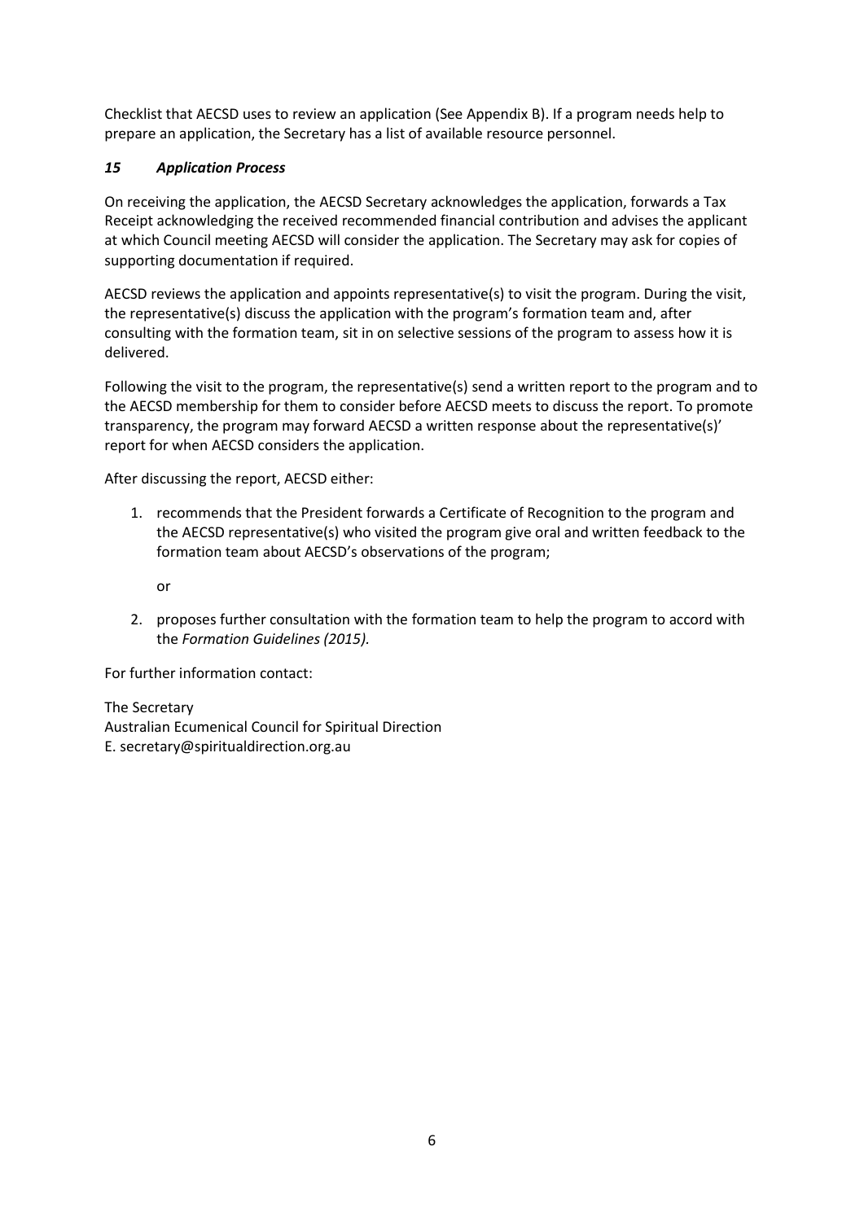Checklist that AECSD uses to review an application (See Appendix B). If a program needs help to prepare an application, the Secretary has a list of available resource personnel.

### *15 Application Process*

On receiving the application, the AECSD Secretary acknowledges the application, forwards a Tax Receipt acknowledging the received recommended financial contribution and advises the applicant at which Council meeting AECSD will consider the application. The Secretary may ask for copies of supporting documentation if required.

AECSD reviews the application and appoints representative(s) to visit the program. During the visit, the representative(s) discuss the application with the program's formation team and, after consulting with the formation team, sit in on selective sessions of the program to assess how it is delivered.

Following the visit to the program, the representative(s) send a written report to the program and to the AECSD membership for them to consider before AECSD meets to discuss the report. To promote transparency, the program may forward AECSD a written response about the representative(s)' report for when AECSD considers the application.

After discussing the report, AECSD either:

1. recommends that the President forwards a Certificate of Recognition to the program and the AECSD representative(s) who visited the program give oral and written feedback to the formation team about AECSD's observations of the program;

   or

2. proposes further consultation with the formation team to help the program to accord with the *Formation Guidelines (2015).*

For further information contact:

The Secretary
Australian Ecumenical Council for Spiritual Direction
E. secretary@spiritualdirection.org.au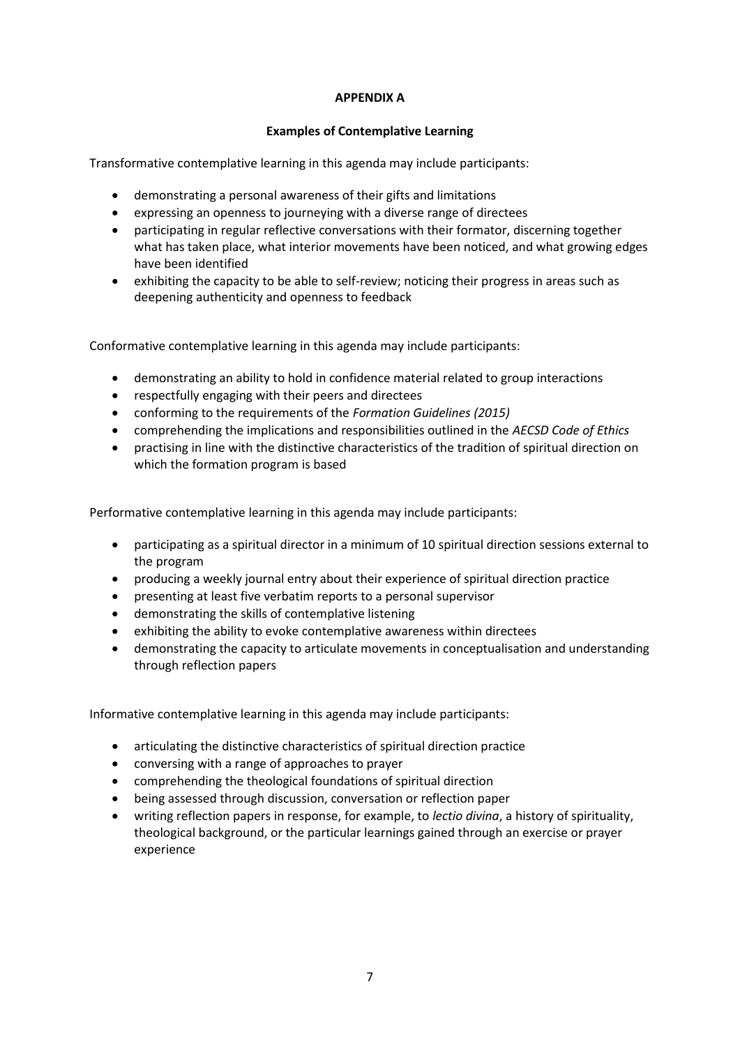# APPENDIX A

## Examples of Contemplative Learning

Transformative contemplative learning in this agenda may include participants:

- demonstrating a personal awareness of their gifts and limitations
- expressing an openness to journeying with a diverse range of directees
- participating in regular reflective conversations with their formator, discerning together what has taken place, what interior movements have been noticed, and what growing edges have been identified
- exhibiting the capacity to be able to self-review; noticing their progress in areas such as deepening authenticity and openness to feedback

Conformative contemplative learning in this agenda may include participants:

- demonstrating an ability to hold in confidence material related to group interactions
- respectfully engaging with their peers and directees
- conforming to the requirements of the *Formation Guidelines (2015)*
- comprehending the implications and responsibilities outlined in the *AECSD Code of Ethics*
- practising in line with the distinctive characteristics of the tradition of spiritual direction on which the formation program is based

Performative contemplative learning in this agenda may include participants:

- participating as a spiritual director in a minimum of 10 spiritual direction sessions external to the program
- producing a weekly journal entry about their experience of spiritual direction practice
- presenting at least five verbatim reports to a personal supervisor
- demonstrating the skills of contemplative listening
- exhibiting the ability to evoke contemplative awareness within directees
- demonstrating the capacity to articulate movements in conceptualisation and understanding through reflection papers

Informative contemplative learning in this agenda may include participants:

- articulating the distinctive characteristics of spiritual direction practice
- conversing with a range of approaches to prayer
- comprehending the theological foundations of spiritual direction
- being assessed through discussion, conversation or reflection paper
- writing reflection papers in response, for example, to *lectio divina*, a history of spirituality, theological background, or the particular learnings gained through an exercise or prayer experience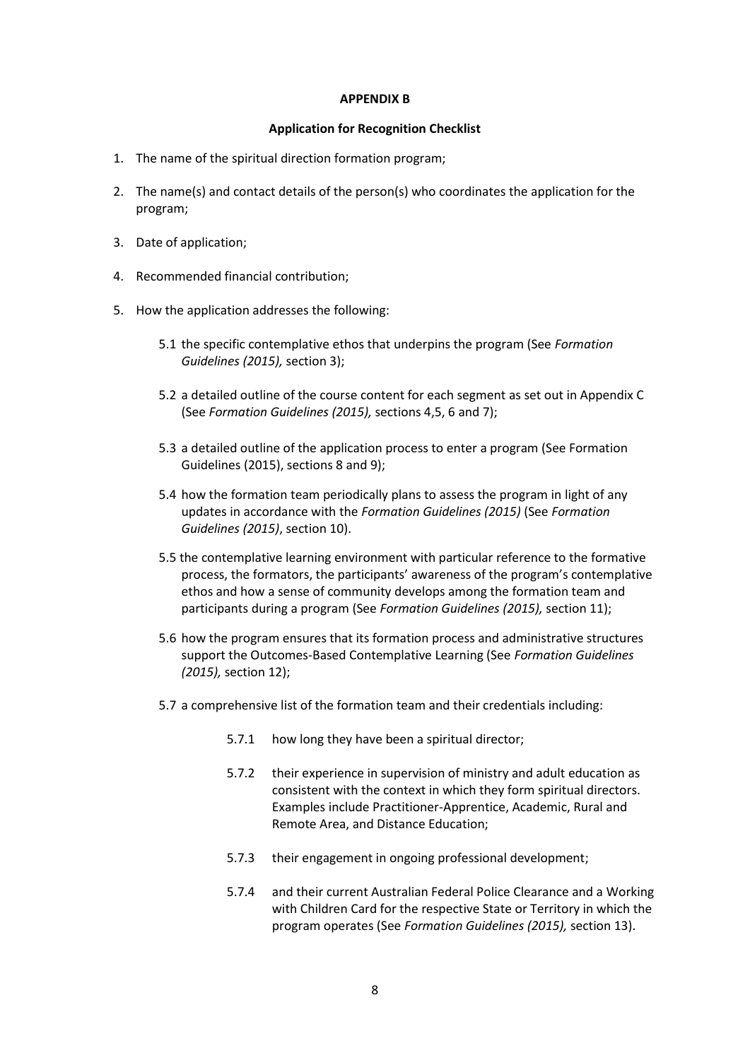**APPENDIX B**

**Application for Recognition Checklist**

1. The name of the spiritual direction formation program;
2. The name(s) and contact details of the person(s) who coordinates the application for the program;
3. Date of application;
4. Recommended financial contribution;
5. How the application addresses the following:
   - 5.1 the specific contemplative ethos that underpins the program (See *Formation Guidelines (2015),* section 3);
   - 5.2 a detailed outline of the course content for each segment as set out in Appendix C (See *Formation Guidelines (2015),* sections 4,5, 6 and 7);
   - 5.3 a detailed outline of the application process to enter a program (See Formation Guidelines (2015), sections 8 and 9);
   - 5.4 how the formation team periodically plans to assess the program in light of any updates in accordance with the *Formation Guidelines (2015)* (See *Formation Guidelines (2015)*, section 10).
   - 5.5 the contemplative learning environment with particular reference to the formative process, the formators, the participants' awareness of the program's contemplative ethos and how a sense of community develops among the formation team and participants during a program (See *Formation Guidelines (2015),* section 11);
   - 5.6 how the program ensures that its formation process and administrative structures support the Outcomes-Based Contemplative Learning (See *Formation Guidelines (2015),* section 12);
   - 5.7 a comprehensive list of the formation team and their credentials including:
     - 5.7.1 how long they have been a spiritual director;
     - 5.7.2 their experience in supervision of ministry and adult education as consistent with the context in which they form spiritual directors. Examples include Practitioner-Apprentice, Academic, Rural and Remote Area, and Distance Education;
     - 5.7.3 their engagement in ongoing professional development;
     - 5.7.4 and their current Australian Federal Police Clearance and a Working with Children Card for the respective State or Territory in which the program operates (See *Formation Guidelines (2015),* section 13).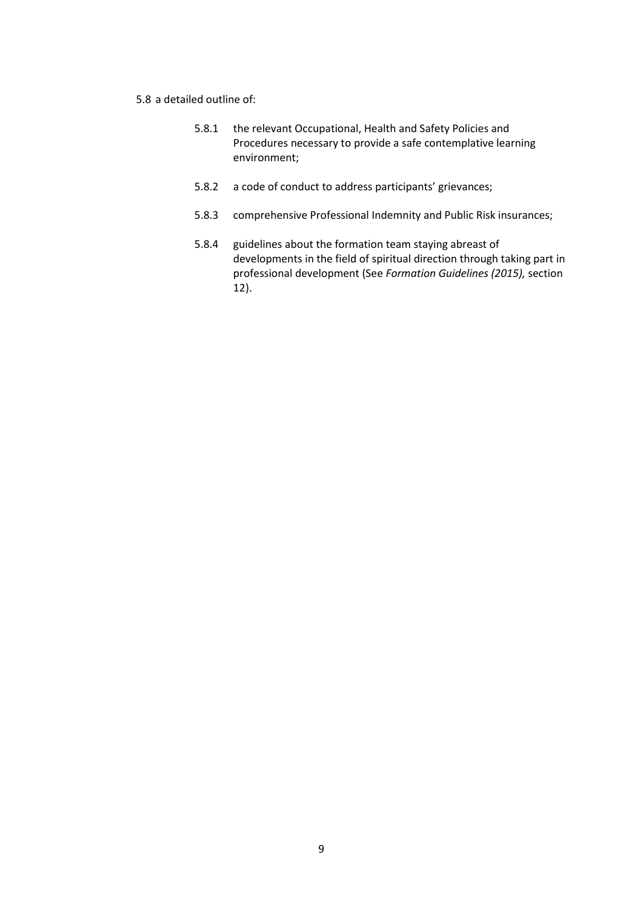5.8 a detailed outline of:

- 5.8.1 the relevant Occupational, Health and Safety Policies and Procedures necessary to provide a safe contemplative learning environment;

- 5.8.2 a code of conduct to address participants' grievances;

- 5.8.3 comprehensive Professional Indemnity and Public Risk insurances;

- 5.8.4 guidelines about the formation team staying abreast of developments in the field of spiritual direction through taking part in professional development (See *Formation Guidelines (2015),* section 12).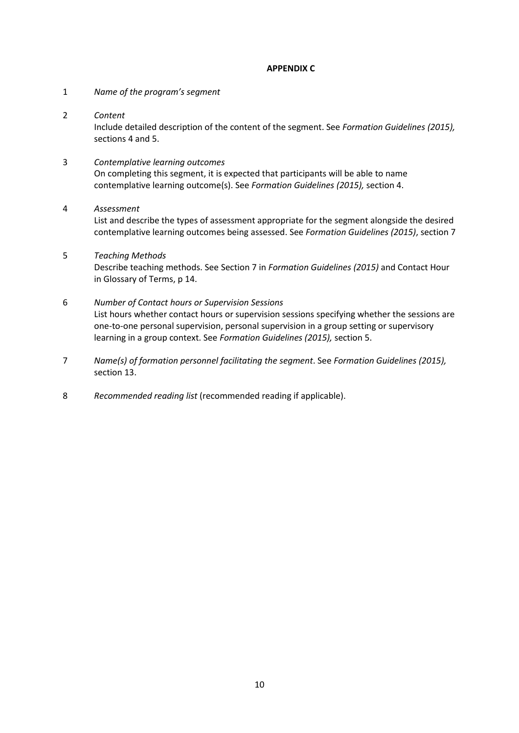**APPENDIX C**

1 *Name of the program's segment*

2 *Content*
Include detailed description of the content of the segment. See *Formation Guidelines (2015),* sections 4 and 5.

3 *Contemplative learning outcomes*
On completing this segment, it is expected that participants will be able to name contemplative learning outcome(s). See *Formation Guidelines (2015),* section 4.

4 *Assessment*
List and describe the types of assessment appropriate for the segment alongside the desired contemplative learning outcomes being assessed. See *Formation Guidelines (2015)*, section 7

5 *Teaching Methods*
Describe teaching methods. See Section 7 in *Formation Guidelines (2015)* and Contact Hour in Glossary of Terms, p 14.

6 *Number of Contact hours or Supervision Sessions*
List hours whether contact hours or supervision sessions specifying whether the sessions are one-to-one personal supervision, personal supervision in a group setting or supervisory learning in a group context. See *Formation Guidelines (2015),* section 5.

7 *Name(s) of formation personnel facilitating the segment*. See *Formation Guidelines (2015),* section 13.

8 *Recommended reading list* (recommended reading if applicable).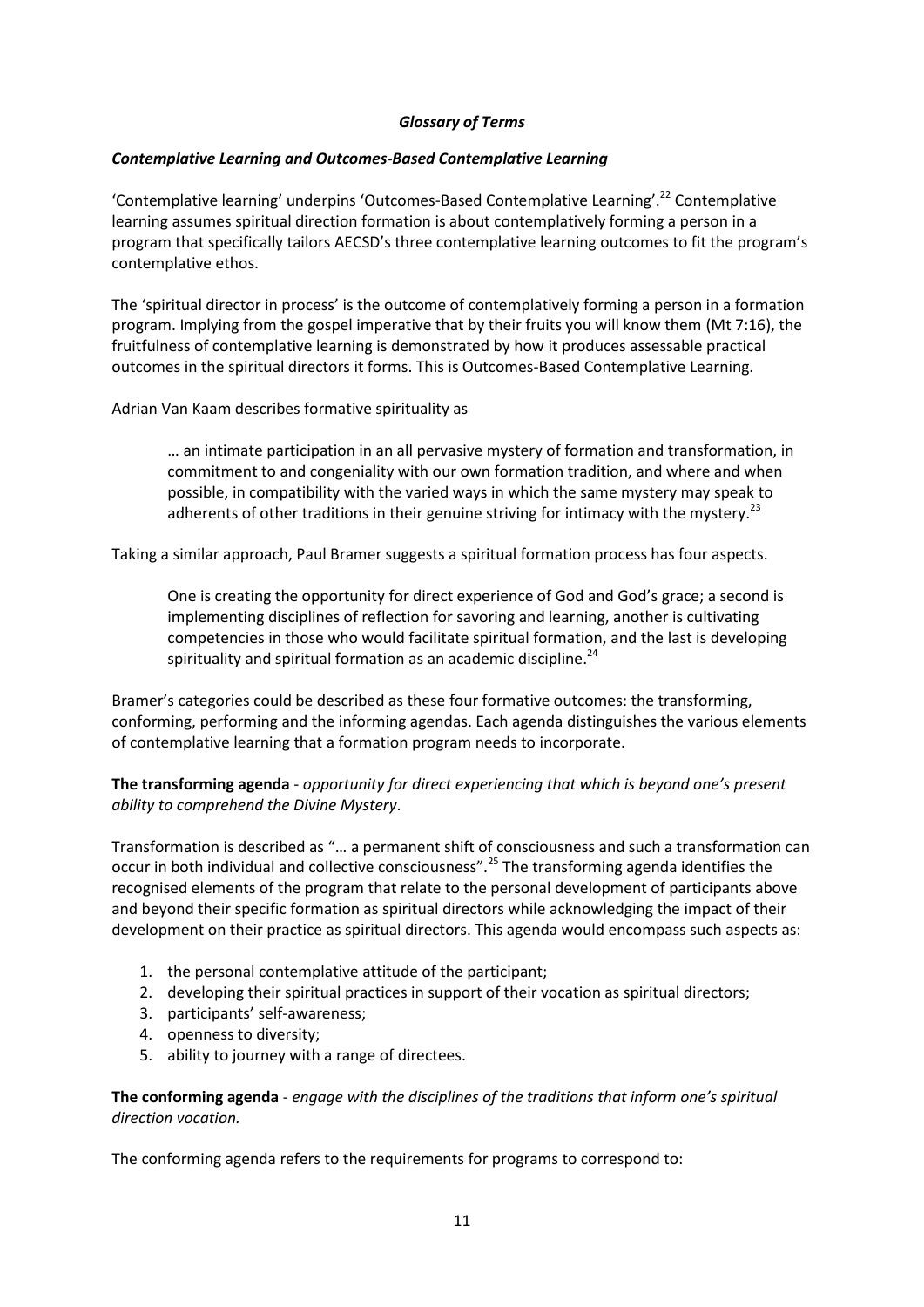### *Glossary of Terms*

#### *Contemplative Learning and Outcomes-Based Contemplative Learning*

'Contemplative learning' underpins 'Outcomes-Based Contemplative Learning'.[22] Contemplative learning assumes spiritual direction formation is about contemplatively forming a person in a program that specifically tailors AECSD's three contemplative learning outcomes to fit the program's contemplative ethos.

The 'spiritual director in process' is the outcome of contemplatively forming a person in a formation program. Implying from the gospel imperative that by their fruits you will know them (Mt 7:16), the fruitfulness of contemplative learning is demonstrated by how it produces assessable practical outcomes in the spiritual directors it forms. This is Outcomes-Based Contemplative Learning.

Adrian Van Kaam describes formative spirituality as

> … an intimate participation in an all pervasive mystery of formation and transformation, in commitment to and congeniality with our own formation tradition, and where and when possible, in compatibility with the varied ways in which the same mystery may speak to adherents of other traditions in their genuine striving for intimacy with the mystery.[23]

Taking a similar approach, Paul Bramer suggests a spiritual formation process has four aspects.

> One is creating the opportunity for direct experience of God and God's grace; a second is implementing disciplines of reflection for savoring and learning, another is cultivating competencies in those who would facilitate spiritual formation, and the last is developing spirituality and spiritual formation as an academic discipline.[24]

Bramer's categories could be described as these four formative outcomes: the transforming, conforming, performing and the informing agendas. Each agenda distinguishes the various elements of contemplative learning that a formation program needs to incorporate.

**The transforming agenda** - *opportunity for direct experiencing that which is beyond one's present ability to comprehend the Divine Mystery*.

Transformation is described as "… a permanent shift of consciousness and such a transformation can occur in both individual and collective consciousness".[25] The transforming agenda identifies the recognised elements of the program that relate to the personal development of participants above and beyond their specific formation as spiritual directors while acknowledging the impact of their development on their practice as spiritual directors. This agenda would encompass such aspects as:

1. the personal contemplative attitude of the participant;
2. developing their spiritual practices in support of their vocation as spiritual directors;
3. participants' self-awareness;
4. openness to diversity;
5. ability to journey with a range of directees.

**The conforming agenda** - *engage with the disciplines of the traditions that inform one's spiritual direction vocation.*

The conforming agenda refers to the requirements for programs to correspond to: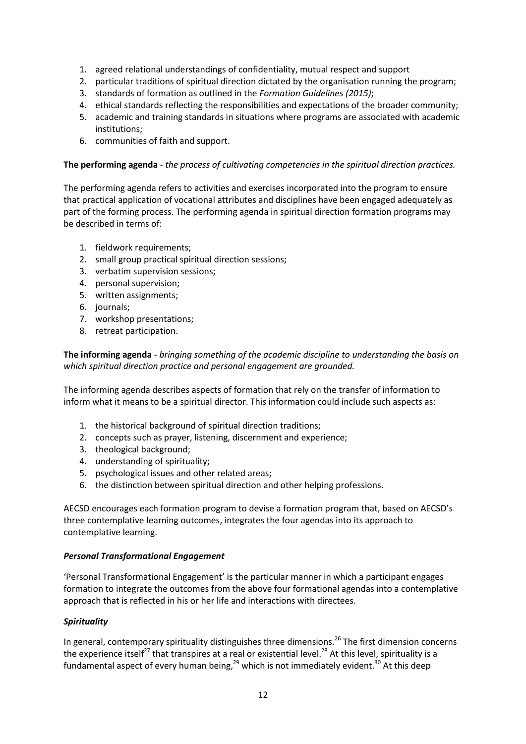1. agreed relational understandings of confidentiality, mutual respect and support
2. particular traditions of spiritual direction dictated by the organisation running the program;
3. standards of formation as outlined in the *Formation Guidelines (2015)*;
4. ethical standards reflecting the responsibilities and expectations of the broader community;
5. academic and training standards in situations where programs are associated with academic institutions;
6. communities of faith and support.

**The performing agenda** - *the process of cultivating competencies in the spiritual direction practices.*

The performing agenda refers to activities and exercises incorporated into the program to ensure that practical application of vocational attributes and disciplines have been engaged adequately as part of the forming process. The performing agenda in spiritual direction formation programs may be described in terms of:

1. fieldwork requirements;
2. small group practical spiritual direction sessions;
3. verbatim supervision sessions;
4. personal supervision;
5. written assignments;
6. journals;
7. workshop presentations;
8. retreat participation.

**The informing agenda** - *bringing something of the academic discipline to understanding the basis on which spiritual direction practice and personal engagement are grounded.*

The informing agenda describes aspects of formation that rely on the transfer of information to inform what it means to be a spiritual director. This information could include such aspects as:

1. the historical background of spiritual direction traditions;
2. concepts such as prayer, listening, discernment and experience;
3. theological background;
4. understanding of spirituality;
5. psychological issues and other related areas;
6. the distinction between spiritual direction and other helping professions.

AECSD encourages each formation program to devise a formation program that, based on AECSD's three contemplative learning outcomes, integrates the four agendas into its approach to contemplative learning.

### *Personal Transformational Engagement*

'Personal Transformational Engagement' is the particular manner in which a participant engages formation to integrate the outcomes from the above four formational agendas into a contemplative approach that is reflected in his or her life and interactions with directees.

### *Spirituality*

In general, contemporary spirituality distinguishes three dimensions.[26] The first dimension concerns the experience itself[27] that transpires at a real or existential level.[28] At this level, spirituality is a fundamental aspect of every human being,[29] which is not immediately evident.[30] At this deep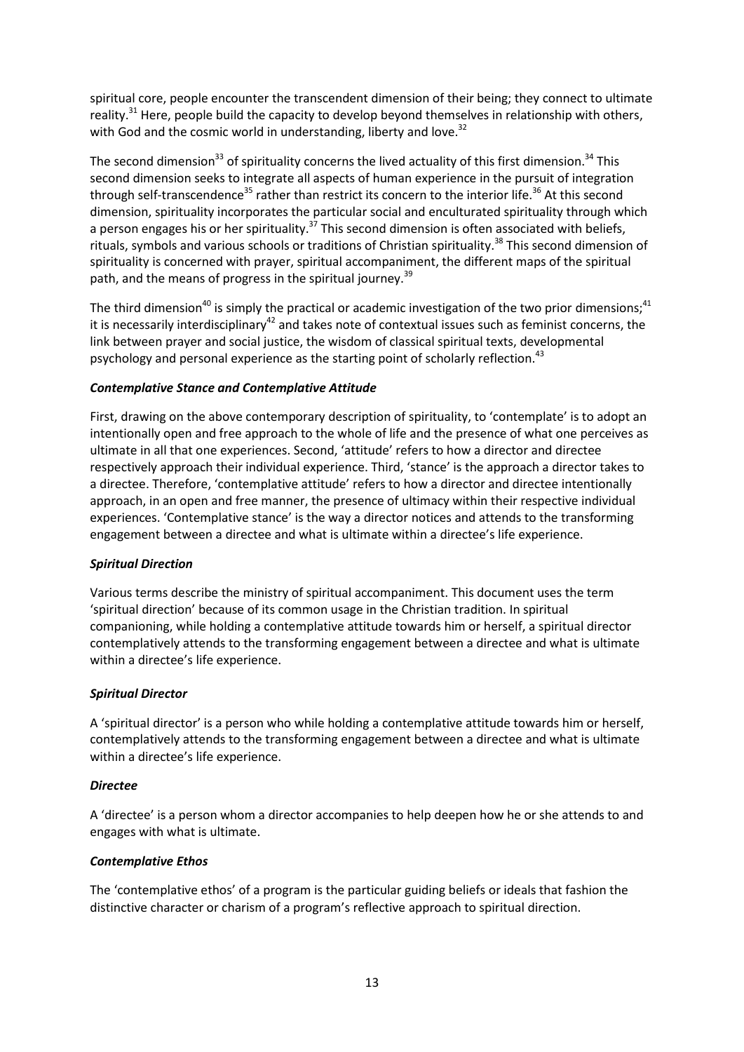spiritual core, people encounter the transcendent dimension of their being; they connect to ultimate reality.[31] Here, people build the capacity to develop beyond themselves in relationship with others, with God and the cosmic world in understanding, liberty and love.[32]

The second dimension[33] of spirituality concerns the lived actuality of this first dimension.[34] This second dimension seeks to integrate all aspects of human experience in the pursuit of integration through self-transcendence[35] rather than restrict its concern to the interior life.[36] At this second dimension, spirituality incorporates the particular social and enculturated spirituality through which a person engages his or her spirituality.[37] This second dimension is often associated with beliefs, rituals, symbols and various schools or traditions of Christian spirituality.[38] This second dimension of spirituality is concerned with prayer, spiritual accompaniment, the different maps of the spiritual path, and the means of progress in the spiritual journey.[39]

The third dimension[40] is simply the practical or academic investigation of the two prior dimensions;[41] it is necessarily interdisciplinary[42] and takes note of contextual issues such as feminist concerns, the link between prayer and social justice, the wisdom of classical spiritual texts, developmental psychology and personal experience as the starting point of scholarly reflection.[43]

### *Contemplative Stance and Contemplative Attitude*

First, drawing on the above contemporary description of spirituality, to 'contemplate' is to adopt an intentionally open and free approach to the whole of life and the presence of what one perceives as ultimate in all that one experiences. Second, 'attitude' refers to how a director and directee respectively approach their individual experience. Third, 'stance' is the approach a director takes to a directee. Therefore, 'contemplative attitude' refers to how a director and directee intentionally approach, in an open and free manner, the presence of ultimacy within their respective individual experiences. 'Contemplative stance' is the way a director notices and attends to the transforming engagement between a directee and what is ultimate within a directee's life experience.

### *Spiritual Direction*

Various terms describe the ministry of spiritual accompaniment. This document uses the term 'spiritual direction' because of its common usage in the Christian tradition. In spiritual companioning, while holding a contemplative attitude towards him or herself, a spiritual director contemplatively attends to the transforming engagement between a directee and what is ultimate within a directee's life experience.

### *Spiritual Director*

A 'spiritual director' is a person who while holding a contemplative attitude towards him or herself, contemplatively attends to the transforming engagement between a directee and what is ultimate within a directee's life experience.

### *Directee*

A 'directee' is a person whom a director accompanies to help deepen how he or she attends to and engages with what is ultimate.

### *Contemplative Ethos*

The 'contemplative ethos' of a program is the particular guiding beliefs or ideals that fashion the distinctive character or charism of a program's reflective approach to spiritual direction.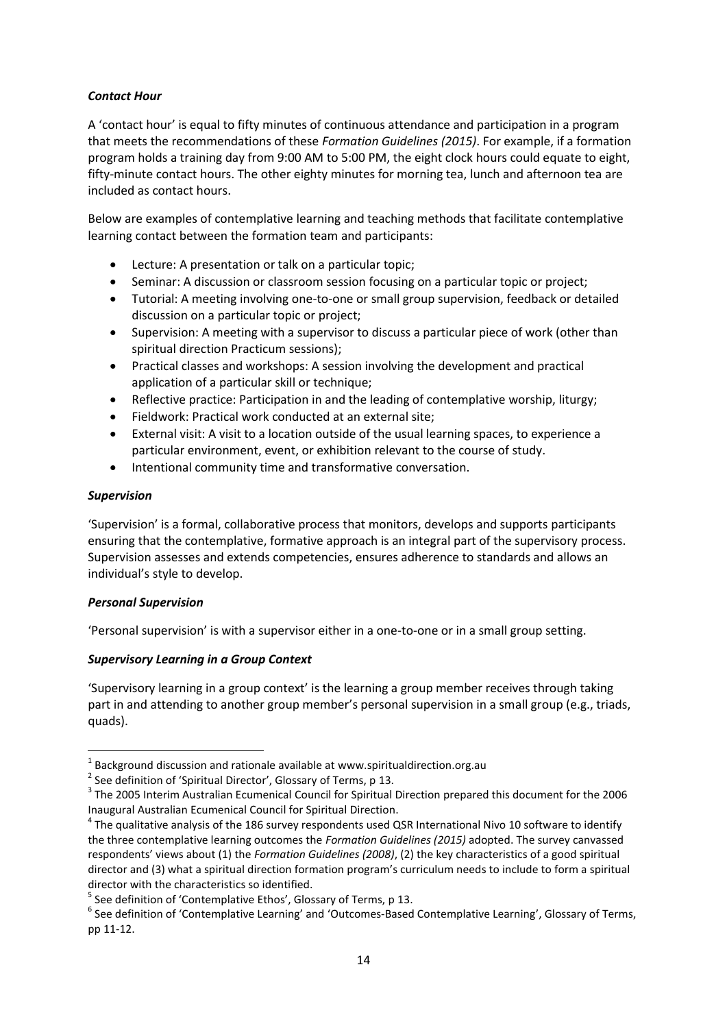***Contact Hour***

A 'contact hour' is equal to fifty minutes of continuous attendance and participation in a program that meets the recommendations of these *Formation Guidelines (2015)*. For example, if a formation program holds a training day from 9:00 AM to 5:00 PM, the eight clock hours could equate to eight, fifty-minute contact hours. The other eighty minutes for morning tea, lunch and afternoon tea are included as contact hours.

Below are examples of contemplative learning and teaching methods that facilitate contemplative learning contact between the formation team and participants:

- Lecture: A presentation or talk on a particular topic;
- Seminar: A discussion or classroom session focusing on a particular topic or project;
- Tutorial: A meeting involving one-to-one or small group supervision, feedback or detailed discussion on a particular topic or project;
- Supervision: A meeting with a supervisor to discuss a particular piece of work (other than spiritual direction Practicum sessions);
- Practical classes and workshops: A session involving the development and practical application of a particular skill or technique;
- Reflective practice: Participation in and the leading of contemplative worship, liturgy;
- Fieldwork: Practical work conducted at an external site;
- External visit: A visit to a location outside of the usual learning spaces, to experience a particular environment, event, or exhibition relevant to the course of study.
- Intentional community time and transformative conversation.

***Supervision***

'Supervision' is a formal, collaborative process that monitors, develops and supports participants ensuring that the contemplative, formative approach is an integral part of the supervisory process. Supervision assesses and extends competencies, ensures adherence to standards and allows an individual's style to develop.

***Personal Supervision***

'Personal supervision' is with a supervisor either in a one-to-one or in a small group setting.

***Supervisory Learning in a Group Context***

'Supervisory learning in a group context' is the learning a group member receives through taking part in and attending to another group member's personal supervision in a small group (e.g., triads, quads).

---

[1] Background discussion and rationale available at www.spiritualdirection.org.au

[2] See definition of 'Spiritual Director', Glossary of Terms, p 13.

[3] The 2005 Interim Australian Ecumenical Council for Spiritual Direction prepared this document for the 2006 Inaugural Australian Ecumenical Council for Spiritual Direction.

[4] The qualitative analysis of the 186 survey respondents used QSR International Nivo 10 software to identify the three contemplative learning outcomes the *Formation Guidelines (2015)* adopted. The survey canvassed respondents' views about (1) the *Formation Guidelines (2008)*, (2) the key characteristics of a good spiritual director and (3) what a spiritual direction formation program's curriculum needs to include to form a spiritual director with the characteristics so identified.

[5] See definition of 'Contemplative Ethos', Glossary of Terms, p 13.

[6] See definition of 'Contemplative Learning' and 'Outcomes-Based Contemplative Learning', Glossary of Terms, pp 11-12.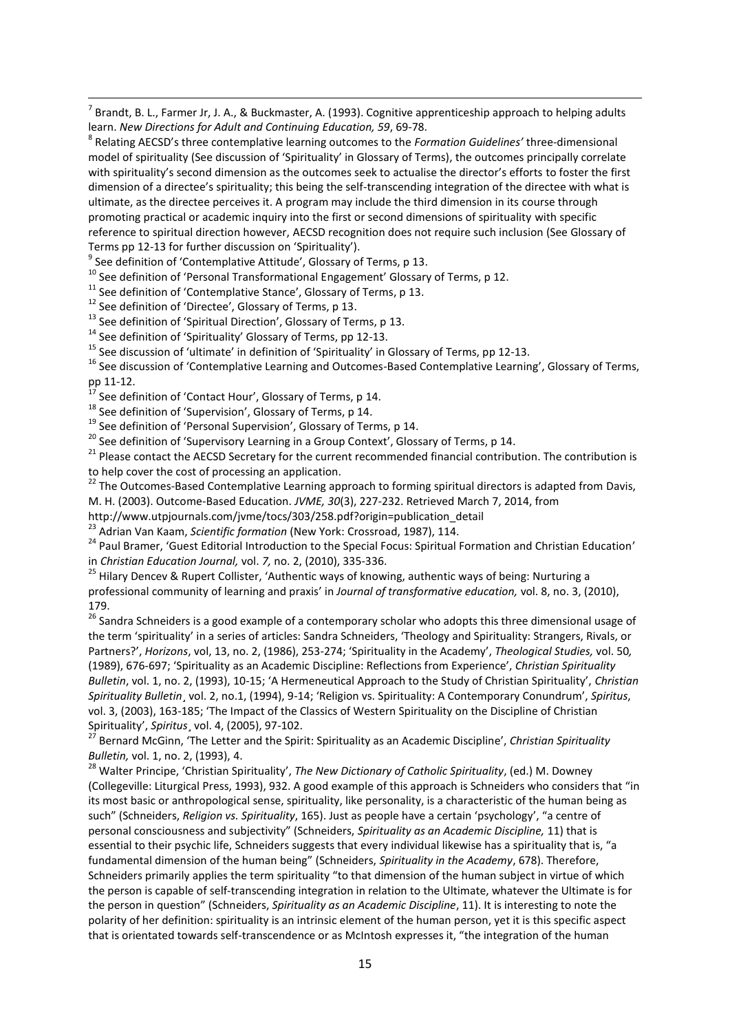[7] Brandt, B. L., Farmer Jr, J. A., & Buckmaster, A. (1993). Cognitive apprenticeship approach to helping adults learn. *New Directions for Adult and Continuing Education, 59*, 69-78.

[8] Relating AECSD's three contemplative learning outcomes to the *Formation Guidelines'* three-dimensional model of spirituality (See discussion of 'Spirituality' in Glossary of Terms), the outcomes principally correlate with spirituality's second dimension as the outcomes seek to actualise the director's efforts to foster the first dimension of a directee's spirituality; this being the self-transcending integration of the directee with what is ultimate, as the directee perceives it. A program may include the third dimension in its course through promoting practical or academic inquiry into the first or second dimensions of spirituality with specific reference to spiritual direction however, AECSD recognition does not require such inclusion (See Glossary of Terms pp 12-13 for further discussion on 'Spirituality').

[9] See definition of 'Contemplative Attitude', Glossary of Terms, p 13.

[10] See definition of 'Personal Transformational Engagement' Glossary of Terms, p 12.

[11] See definition of 'Contemplative Stance', Glossary of Terms, p 13.

[12] See definition of 'Directee', Glossary of Terms, p 13.

[13] See definition of 'Spiritual Direction', Glossary of Terms, p 13.

[14] See definition of 'Spirituality' Glossary of Terms, pp 12-13.

[15] See discussion of 'ultimate' in definition of 'Spirituality' in Glossary of Terms, pp 12-13.

[16] See discussion of 'Contemplative Learning and Outcomes-Based Contemplative Learning', Glossary of Terms, pp 11-12.

[17] See definition of 'Contact Hour', Glossary of Terms, p 14.

[18] See definition of 'Supervision', Glossary of Terms, p 14.

[19] See definition of 'Personal Supervision', Glossary of Terms, p 14.

[20] See definition of 'Supervisory Learning in a Group Context', Glossary of Terms, p 14.

[21] Please contact the AECSD Secretary for the current recommended financial contribution. The contribution is to help cover the cost of processing an application.

[22] The Outcomes-Based Contemplative Learning approach to forming spiritual directors is adapted from Davis, M. H. (2003). Outcome-Based Education. *JVME, 30*(3), 227-232. Retrieved March 7, 2014, from http://www.utpjournals.com/jvme/tocs/303/258.pdf?origin=publication_detail

[23] Adrian Van Kaam, *Scientific formation* (New York: Crossroad, 1987), 114.

[24] Paul Bramer, 'Guest Editorial Introduction to the Special Focus: Spiritual Formation and Christian Education' in *Christian Education Journal,* vol. *7,* no. 2, (2010), 335-336.

[25] Hilary Dencev & Rupert Collister, 'Authentic ways of knowing, authentic ways of being: Nurturing a professional community of learning and praxis' in *Journal of transformative education,* vol. 8, no. 3, (2010), 179.

[26] Sandra Schneiders is a good example of a contemporary scholar who adopts this three dimensional usage of the term 'spirituality' in a series of articles: Sandra Schneiders, 'Theology and Spirituality: Strangers, Rivals, or Partners?', *Horizons*, vol, 13, no. 2, (1986), 253-274; 'Spirituality in the Academy', *Theological Studies,* vol. 50*,* (1989), 676-697; 'Spirituality as an Academic Discipline: Reflections from Experience', *Christian Spirituality Bulletin*, vol. 1, no. 2, (1993), 10-15; 'A Hermeneutical Approach to the Study of Christian Spirituality', *Christian Spirituality Bulletin*¸ vol. 2, no.1, (1994), 9-14; 'Religion vs. Spirituality: A Contemporary Conundrum', *Spiritus*, vol. 3, (2003), 163-185; 'The Impact of the Classics of Western Spirituality on the Discipline of Christian Spirituality', *Spiritus*¸ vol. 4, (2005), 97-102.

[27] Bernard McGinn, 'The Letter and the Spirit: Spirituality as an Academic Discipline', *Christian Spirituality Bulletin,* vol. 1, no. 2, (1993), 4.

[28] Walter Principe, 'Christian Spirituality', *The New Dictionary of Catholic Spirituality*, (ed.) M. Downey (Collegeville: Liturgical Press, 1993), 932. A good example of this approach is Schneiders who considers that "in its most basic or anthropological sense, spirituality, like personality, is a characteristic of the human being as such" (Schneiders, *Religion vs. Spirituality*, 165). Just as people have a certain 'psychology', "a centre of personal consciousness and subjectivity" (Schneiders, *Spirituality as an Academic Discipline,* 11) that is essential to their psychic life, Schneiders suggests that every individual likewise has a spirituality that is, "a fundamental dimension of the human being" (Schneiders, *Spirituality in the Academy*, 678). Therefore, Schneiders primarily applies the term spirituality "to that dimension of the human subject in virtue of which the person is capable of self-transcending integration in relation to the Ultimate, whatever the Ultimate is for the person in question" (Schneiders, *Spirituality as an Academic Discipline*, 11). It is interesting to note the polarity of her definition: spirituality is an intrinsic element of the human person, yet it is this specific aspect that is orientated towards self-transcendence or as McIntosh expresses it, "the integration of the human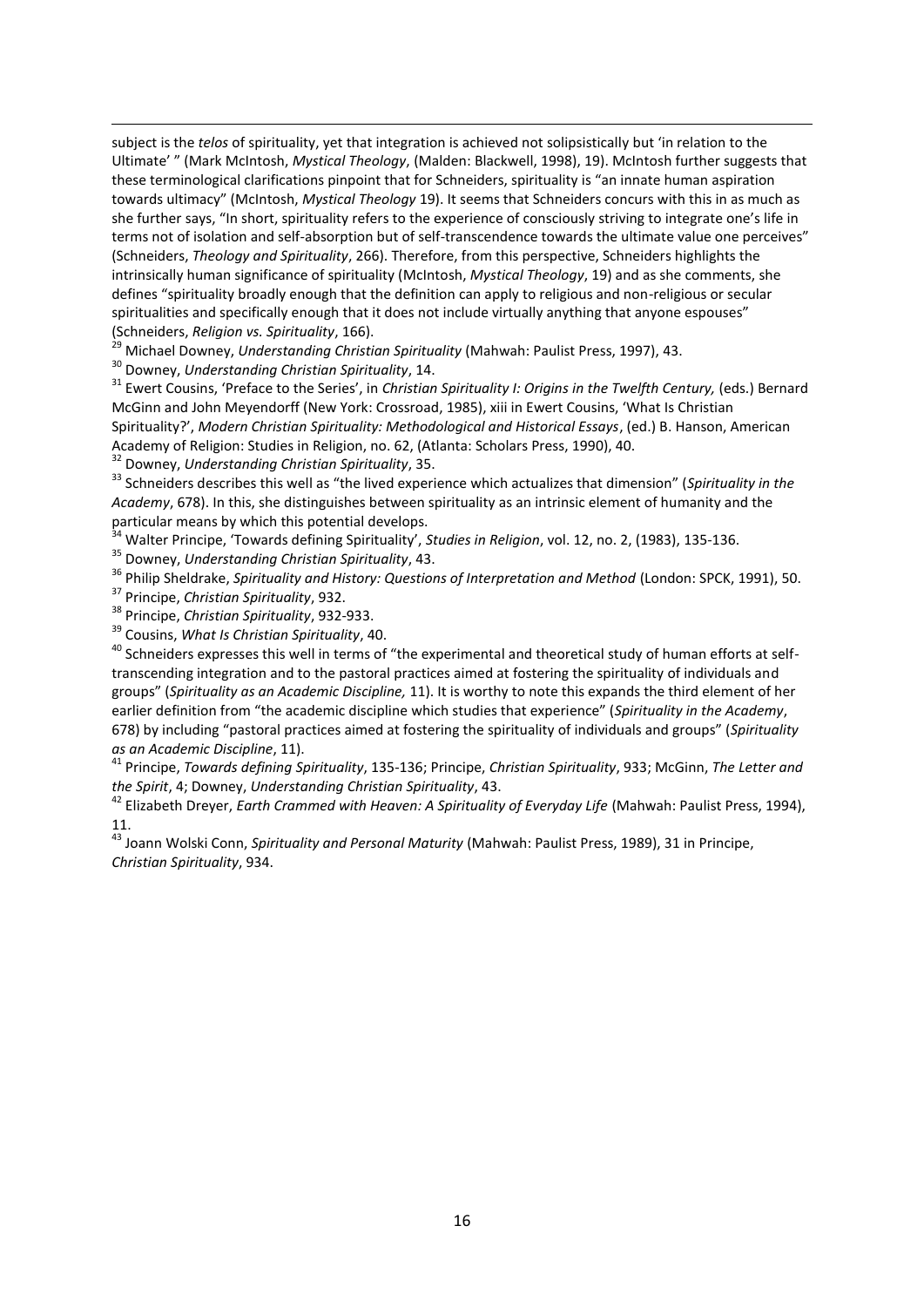subject is the *telos* of spirituality, yet that integration is achieved not solipsistically but 'in relation to the Ultimate' " (Mark McIntosh, *Mystical Theology*, (Malden: Blackwell, 1998), 19). McIntosh further suggests that these terminological clarifications pinpoint that for Schneiders, spirituality is "an innate human aspiration towards ultimacy" (McIntosh, *Mystical Theology* 19). It seems that Schneiders concurs with this in as much as she further says, "In short, spirituality refers to the experience of consciously striving to integrate one's life in terms not of isolation and self-absorption but of self-transcendence towards the ultimate value one perceives" (Schneiders, *Theology and Spirituality*, 266). Therefore, from this perspective, Schneiders highlights the intrinsically human significance of spirituality (McIntosh, *Mystical Theology*, 19) and as she comments, she defines "spirituality broadly enough that the definition can apply to religious and non-religious or secular spiritualities and specifically enough that it does not include virtually anything that anyone espouses" (Schneiders, *Religion vs. Spirituality*, 166).

[29] Michael Downey, *Understanding Christian Spirituality* (Mahwah: Paulist Press, 1997), 43.

[30] Downey, *Understanding Christian Spirituality*, 14.

[31] Ewert Cousins, 'Preface to the Series', in *Christian Spirituality I: Origins in the Twelfth Century,* (eds.) Bernard McGinn and John Meyendorff (New York: Crossroad, 1985), xiii in Ewert Cousins, 'What Is Christian Spirituality?', *Modern Christian Spirituality: Methodological and Historical Essays*, (ed.) B. Hanson, American Academy of Religion: Studies in Religion, no. 62, (Atlanta: Scholars Press, 1990), 40.

[32] Downey, *Understanding Christian Spirituality*, 35.

[33] Schneiders describes this well as "the lived experience which actualizes that dimension" (*Spirituality in the Academy*, 678). In this, she distinguishes between spirituality as an intrinsic element of humanity and the particular means by which this potential develops.

[34] Walter Principe, 'Towards defining Spirituality', *Studies in Religion*, vol. 12, no. 2, (1983), 135-136.

[35] Downey, *Understanding Christian Spirituality*, 43.

[36] Philip Sheldrake, *Spirituality and History: Questions of Interpretation and Method* (London: SPCK, 1991), 50.

[37] Principe, *Christian Spirituality*, 932.

[38] Principe, *Christian Spirituality*, 932-933.

[39] Cousins, *What Is Christian Spirituality*, 40.

[40] Schneiders expresses this well in terms of "the experimental and theoretical study of human efforts at self-transcending integration and to the pastoral practices aimed at fostering the spirituality of individuals and groups" (*Spirituality as an Academic Discipline,* 11). It is worthy to note this expands the third element of her earlier definition from "the academic discipline which studies that experience" (*Spirituality in the Academy*, 678) by including "pastoral practices aimed at fostering the spirituality of individuals and groups" (*Spirituality as an Academic Discipline*, 11).

[41] Principe, *Towards defining Spirituality*, 135-136; Principe, *Christian Spirituality*, 933; McGinn, *The Letter and the Spirit*, 4; Downey, *Understanding Christian Spirituality*, 43.

[42] Elizabeth Dreyer, *Earth Crammed with Heaven: A Spirituality of Everyday Life* (Mahwah: Paulist Press, 1994), 11.

[43] Joann Wolski Conn, *Spirituality and Personal Maturity* (Mahwah: Paulist Press, 1989), 31 in Principe, *Christian Spirituality*, 934.